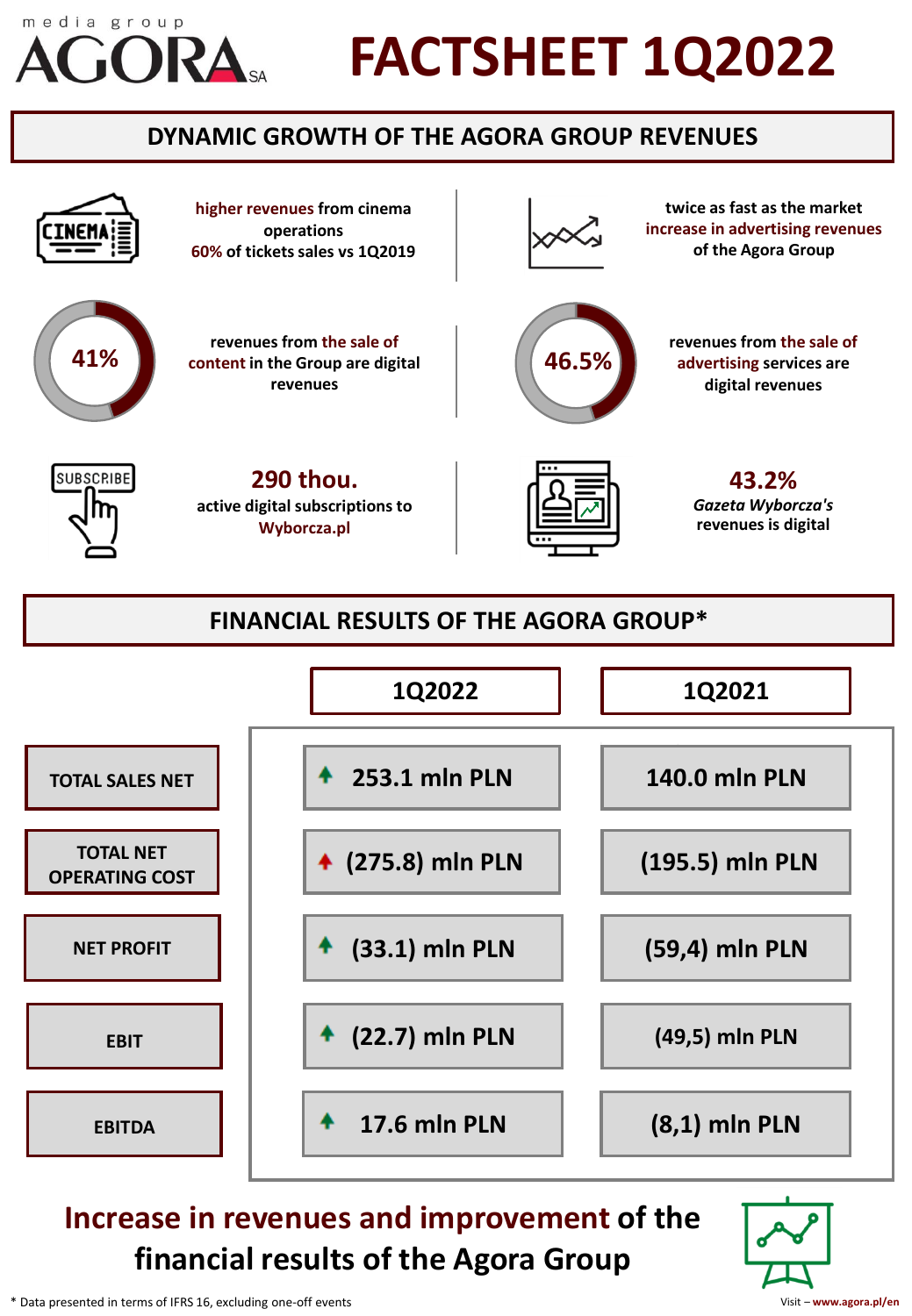media group AGORA SA

# FACTSHEET 1Q2022

## DYNAMIC GROWTH OF THE AGORA GROUP REVENUES

higher revenues from cinema operations
60% of tickets sales vs 1Q2019

twice as fast as the market increase in advertising revenues of the Agora Group

41%
revenues from the sale of content in the Group are digital revenues

46.5%
revenues from the sale of advertising services are digital revenues

**290 thou.**
active digital subscriptions to Wyborcza.pl

**43.2%**
*Gazeta Wyborcza's* revenues is digital

## FINANCIAL RESULTS OF THE AGORA GROUP*

| | 1Q2022 | 1Q2021 |
|---|---|---|
| TOTAL SALES NET | 253.1 mln PLN | 140.0 mln PLN |
| TOTAL NET OPERATING COST | (275.8) mln PLN | (195.5) mln PLN |
| NET PROFIT | (33.1) mln PLN | (59,4) mln PLN |
| EBIT | (22.7) mln PLN | (49,5) mln PLN |
| EBITDA | 17.6 mln PLN | (8,1) mln PLN |

**Increase in revenues and improvement of the financial results of the Agora Group**

\* Data presented in terms of IFRS 16, excluding one-off events

Visit – www.agora.pl/en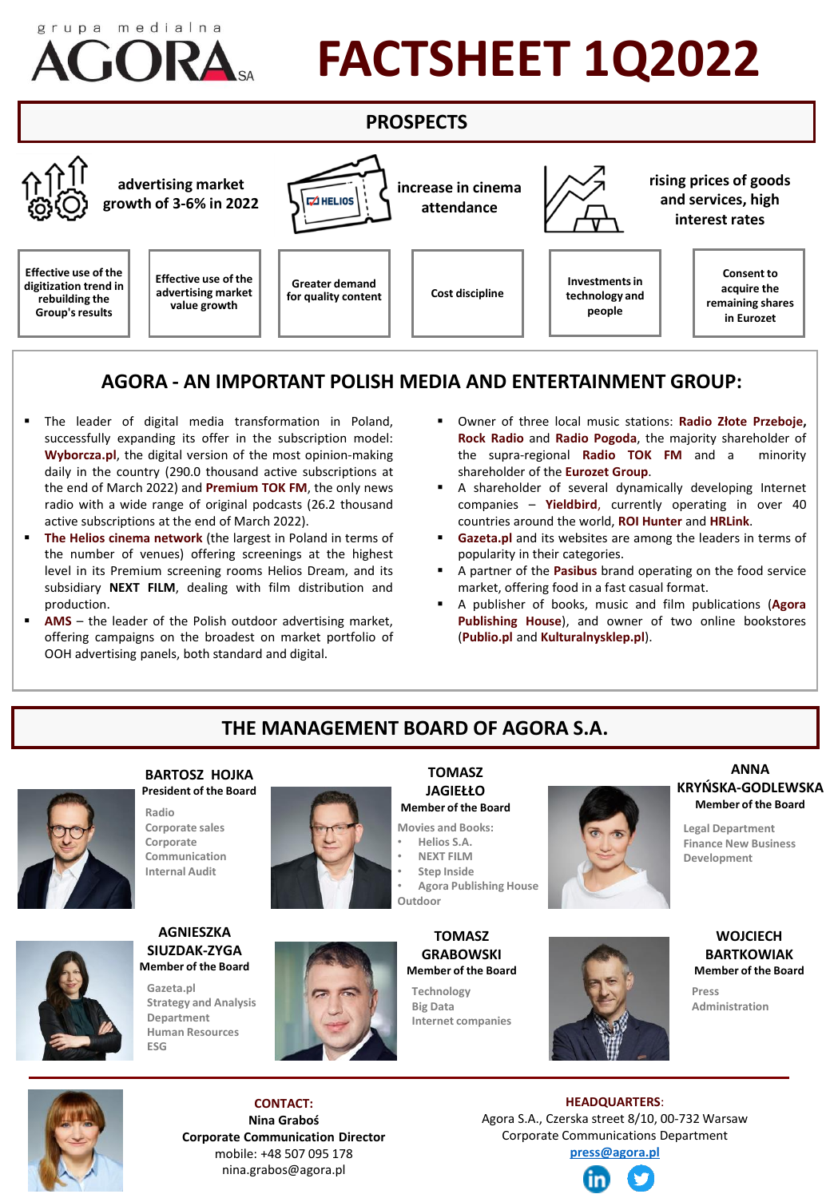grupa medialna AGORA SA

# FACTSHEET 1Q2022

## PROSPECTS

advertising market growth of 3-6% in 2022

increase in cinema attendance

rising prices of goods and services, high interest rates

- Effective use of the digitization trend in rebuilding the Group's results
- Effective use of the advertising market value growth
- Greater demand for quality content
- Cost discipline
- Investments in technology and people
- Consent to acquire the remaining shares in Eurozet

## AGORA - AN IMPORTANT POLISH MEDIA AND ENTERTAINMENT GROUP:

- The leader of digital media transformation in Poland, successfully expanding its offer in the subscription model: **Wyborcza.pl**, the digital version of the most opinion-making daily in the country (290.0 thousand active subscriptions at the end of March 2022) and **Premium TOK FM**, the only news radio with a wide range of original podcasts (26.2 thousand active subscriptions at the end of March 2022).
- **The Helios cinema network** (the largest in Poland in terms of the number of venues) offering screenings at the highest level in its Premium screening rooms Helios Dream, and its subsidiary **NEXT FILM**, dealing with film distribution and production.
- **AMS** – the leader of the Polish outdoor advertising market, offering campaigns on the broadest on market portfolio of OOH advertising panels, both standard and digital.
- Owner of three local music stations: **Radio Złote Przeboje, Rock Radio** and **Radio Pogoda**, the majority shareholder of the supra-regional **Radio TOK FM** and a minority shareholder of the **Eurozet Group**.
- A shareholder of several dynamically developing Internet companies – **Yieldbird**, currently operating in over 40 countries around the world, **ROI Hunter** and **HRLink**.
- **Gazeta.pl** and its websites are among the leaders in terms of popularity in their categories.
- A partner of the **Pasibus** brand operating on the food service market, offering food in a fast casual format.
- A publisher of books, music and film publications (**Agora Publishing House**), and owner of two online bookstores (**Publio.pl** and **Kulturalnysklep.pl**).

## THE MANAGEMENT BOARD OF AGORA S.A.

**BARTOSZ HOJKA**
**President of the Board**
Radio
Corporate sales
Corporate Communication
Internal Audit

**TOMASZ JAGIEŁŁO**
**Member of the Board**
Movies and Books:
- Helios S.A.
- NEXT FILM
- Step Inside
- Agora Publishing House

Outdoor

**ANNA KRYŃSKA-GODLEWSKA**
**Member of the Board**
Legal Department
Finance New Business Development

**AGNIESZKA SIUZDAK-ZYGA**
**Member of the Board**
Gazeta.pl
Strategy and Analysis Department
Human Resources
ESG

**TOMASZ GRABOWSKI**
**Member of the Board**
Technology
Big Data
Internet companies

**WOJCIECH BARTKOWIAK**
**Member of the Board**
Press
Administration

**CONTACT:**
**Nina Graboś**
**Corporate Communication Director**
mobile: +48 507 095 178
nina.grabos@agora.pl

**HEADQUARTERS:**
Agora S.A., Czerska street 8/10, 00-732 Warsaw
Corporate Communications Department
press@agora.pl